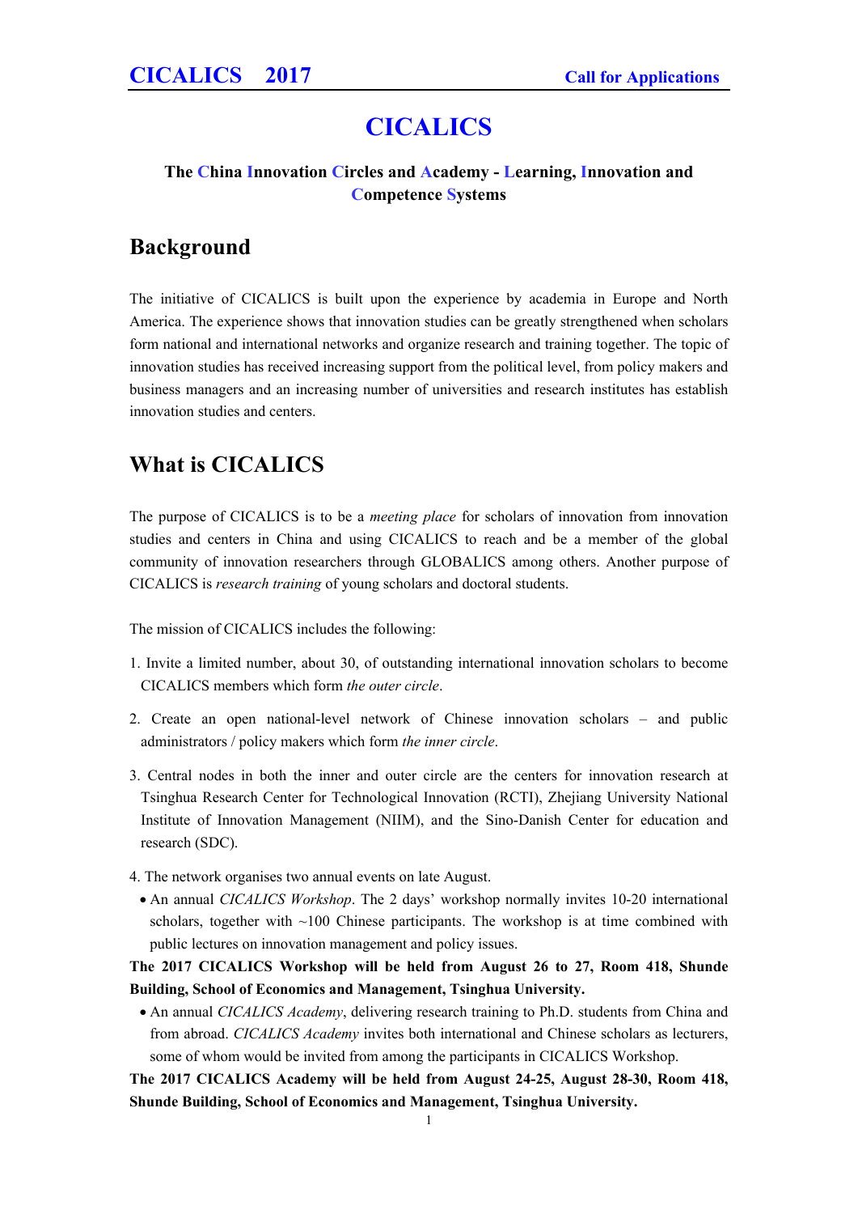# CICALICS

**The China Innovation Circles and Academy - Learning, Innovation and Competence Systems**

## Background

The initiative of CICALICS is built upon the experience by academia in Europe and North America. The experience shows that innovation studies can be greatly strengthened when scholars form national and international networks and organize research and training together. The topic of innovation studies has received increasing support from the political level, from policy makers and business managers and an increasing number of universities and research institutes has establish innovation studies and centers.

## What is CICALICS

The purpose of CICALICS is to be a *meeting place* for scholars of innovation from innovation studies and centers in China and using CICALICS to reach and be a member of the global community of innovation researchers through GLOBALICS among others. Another purpose of CICALICS is *research training* of young scholars and doctoral students.

The mission of CICALICS includes the following:

1. Invite a limited number, about 30, of outstanding international innovation scholars to become CICALICS members which form *the outer circle*.
2. Create an open national-level network of Chinese innovation scholars – and public administrators / policy makers which form *the inner circle*.
3. Central nodes in both the inner and outer circle are the centers for innovation research at Tsinghua Research Center for Technological Innovation (RCTI), Zhejiang University National Institute of Innovation Management (NIIM), and the Sino-Danish Center for education and research (SDC).
4. The network organises two annual events on late August.
   - An annual *CICALICS Workshop*. The 2 days' workshop normally invites 10-20 international scholars, together with ~100 Chinese participants. The workshop is at time combined with public lectures on innovation management and policy issues.

**The 2017 CICALICS Workshop will be held from August 26 to 27, Room 418, Shunde Building, School of Economics and Management, Tsinghua University.**

   - An annual *CICALICS Academy*, delivering research training to Ph.D. students from China and from abroad. *CICALICS Academy* invites both international and Chinese scholars as lecturers, some of whom would be invited from among the participants in CICALICS Workshop.

**The 2017 CICALICS Academy will be held from August 24-25, August 28-30, Room 418, Shunde Building, School of Economics and Management, Tsinghua University.**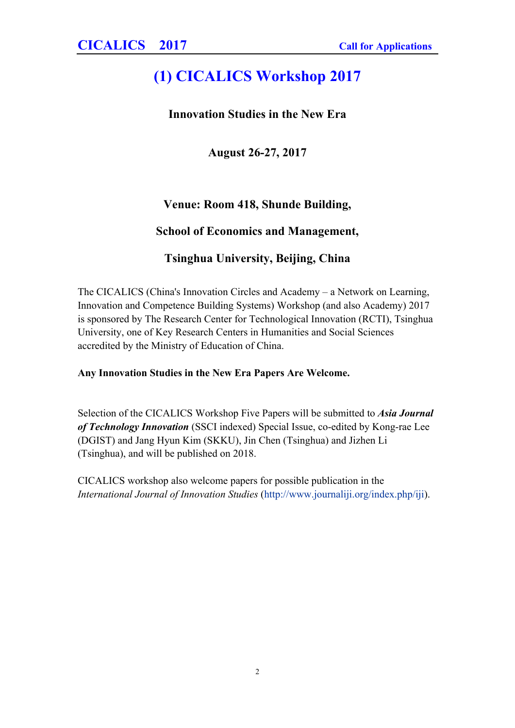# (1) CICALICS Workshop 2017

**Innovation Studies in the New Era**

**August 26-27, 2017**

**Venue: Room 418, Shunde Building,**

**School of Economics and Management,**

**Tsinghua University, Beijing, China**

The CICALICS (China's Innovation Circles and Academy – a Network on Learning, Innovation and Competence Building Systems) Workshop (and also Academy) 2017 is sponsored by The Research Center for Technological Innovation (RCTI), Tsinghua University, one of Key Research Centers in Humanities and Social Sciences accredited by the Ministry of Education of China.

**Any Innovation Studies in the New Era Papers Are Welcome.**

Selection of the CICALICS Workshop Five Papers will be submitted to ***Asia Journal of Technology Innovation*** (SSCI indexed) Special Issue, co-edited by Kong-rae Lee (DGIST) and Jang Hyun Kim (SKKU), Jin Chen (Tsinghua) and Jizhen Li (Tsinghua), and will be published on 2018.

CICALICS workshop also welcome papers for possible publication in the *International Journal of Innovation Studies* (http://www.journaliji.org/index.php/iji).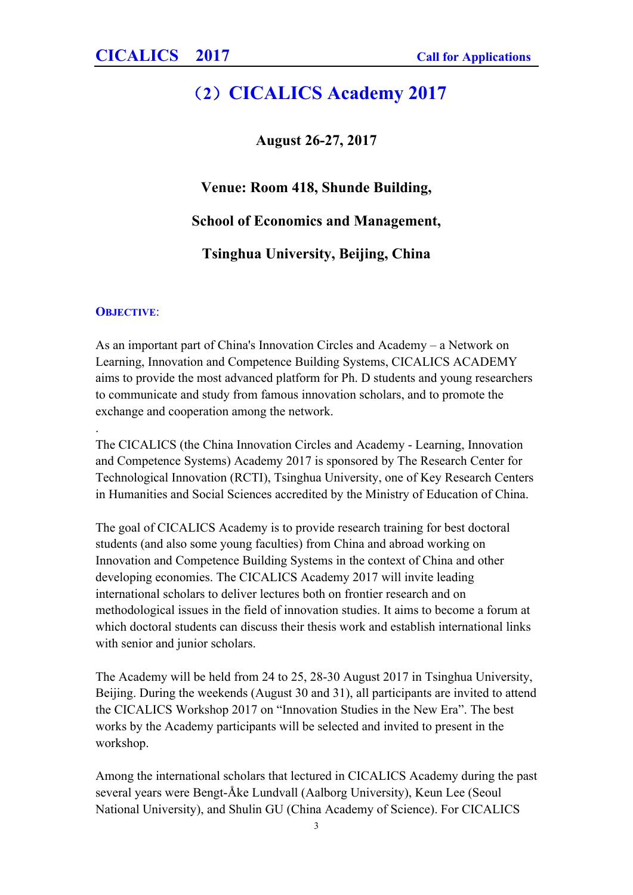# （2）CICALICS Academy 2017

**August 26-27, 2017**

**Venue: Room 418, Shunde Building,**

**School of Economics and Management,**

**Tsinghua University, Beijing, China**

**OBJECTIVE**:

As an important part of China's Innovation Circles and Academy – a Network on Learning, Innovation and Competence Building Systems, CICALICS ACADEMY aims to provide the most advanced platform for Ph. D students and young researchers to communicate and study from famous innovation scholars, and to promote the exchange and cooperation among the network.

.

The CICALICS (the China Innovation Circles and Academy - Learning, Innovation and Competence Systems) Academy 2017 is sponsored by The Research Center for Technological Innovation (RCTI), Tsinghua University, one of Key Research Centers in Humanities and Social Sciences accredited by the Ministry of Education of China.

The goal of CICALICS Academy is to provide research training for best doctoral students (and also some young faculties) from China and abroad working on Innovation and Competence Building Systems in the context of China and other developing economies. The CICALICS Academy 2017 will invite leading international scholars to deliver lectures both on frontier research and on methodological issues in the field of innovation studies. It aims to become a forum at which doctoral students can discuss their thesis work and establish international links with senior and junior scholars.

The Academy will be held from 24 to 25, 28-30 August 2017 in Tsinghua University, Beijing. During the weekends (August 30 and 31), all participants are invited to attend the CICALICS Workshop 2017 on "Innovation Studies in the New Era". The best works by the Academy participants will be selected and invited to present in the workshop.

Among the international scholars that lectured in CICALICS Academy during the past several years were Bengt-Åke Lundvall (Aalborg University), Keun Lee (Seoul National University), and Shulin GU (China Academy of Science). For CICALICS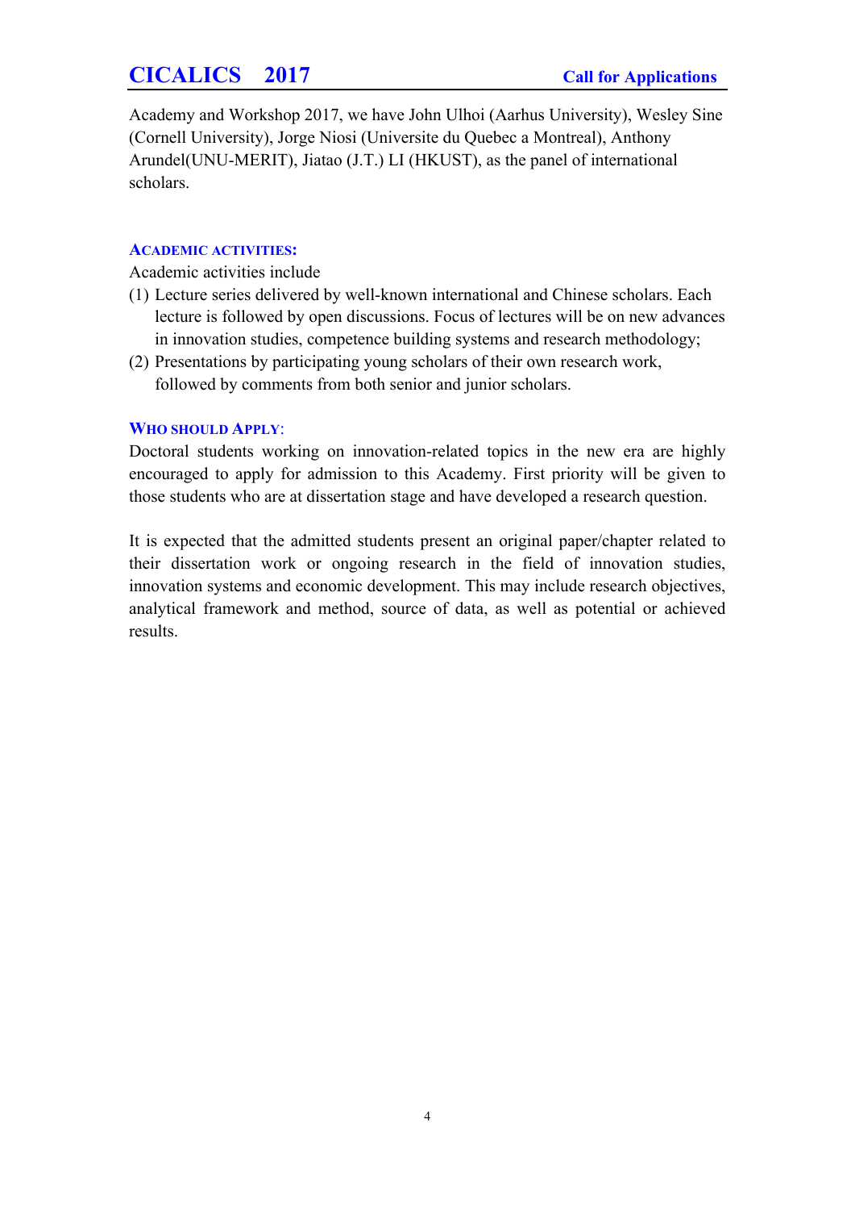Academy and Workshop 2017, we have John Ulhoi (Aarhus University), Wesley Sine (Cornell University), Jorge Niosi (Universite du Quebec a Montreal), Anthony Arundel(UNU-MERIT), Jiatao (J.T.) LI (HKUST), as the panel of international scholars.

### ACADEMIC ACTIVITIES:

Academic activities include

(1) Lecture series delivered by well-known international and Chinese scholars. Each lecture is followed by open discussions. Focus of lectures will be on new advances in innovation studies, competence building systems and research methodology;

(2) Presentations by participating young scholars of their own research work, followed by comments from both senior and junior scholars.

### WHO SHOULD APPLY:

Doctoral students working on innovation-related topics in the new era are highly encouraged to apply for admission to this Academy. First priority will be given to those students who are at dissertation stage and have developed a research question.

It is expected that the admitted students present an original paper/chapter related to their dissertation work or ongoing research in the field of innovation studies, innovation systems and economic development. This may include research objectives, analytical framework and method, source of data, as well as potential or achieved results.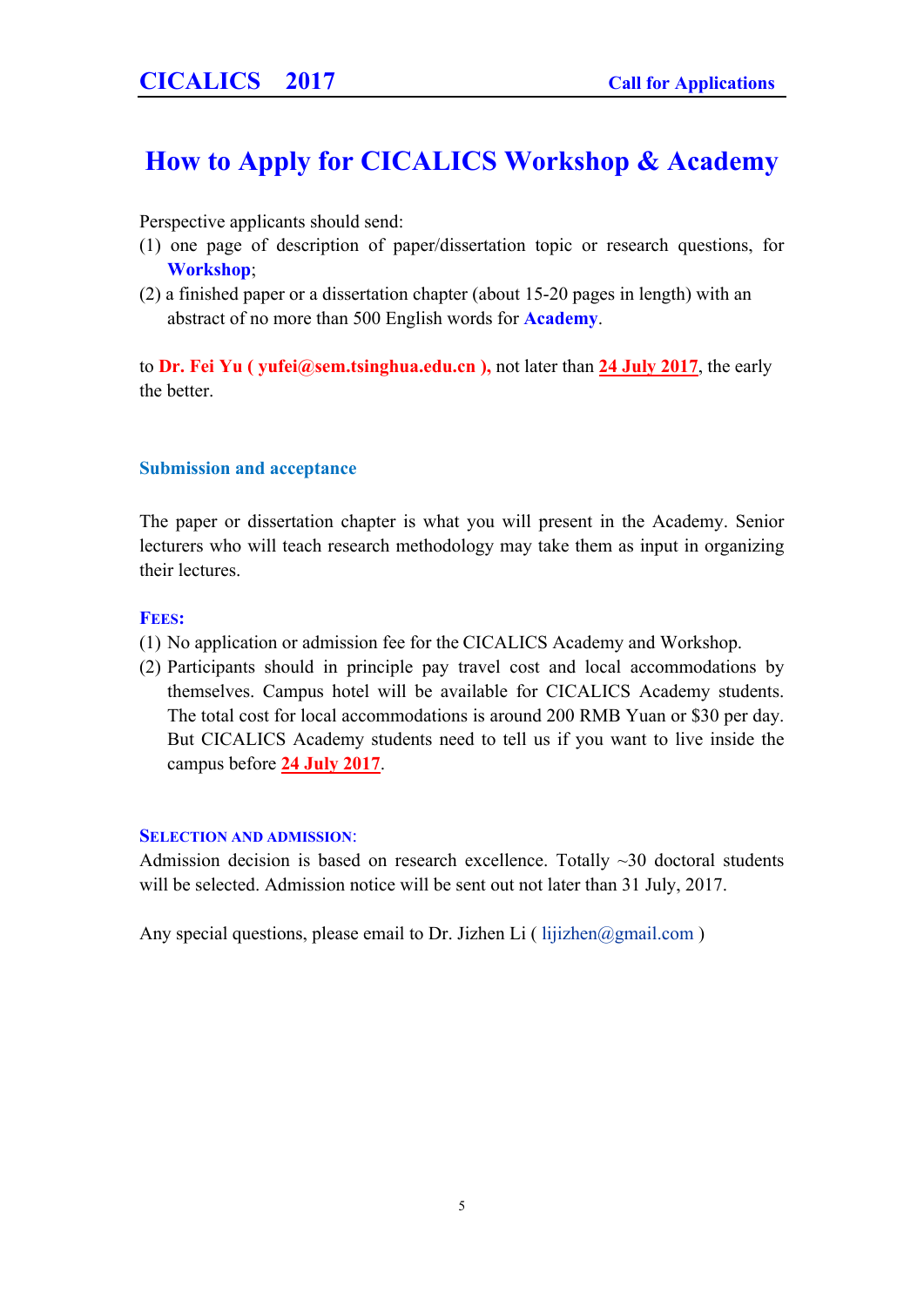# How to Apply for CICALICS Workshop & Academy

Perspective applicants should send:

(1) one page of description of paper/dissertation topic or research questions, for **Workshop**;

(2) a finished paper or a dissertation chapter (about 15-20 pages in length) with an abstract of no more than 500 English words for **Academy**.

to **Dr. Fei Yu ( yufei@sem.tsinghua.edu.cn ),** not later than **24 July 2017**, the early the better.

### Submission and acceptance

The paper or dissertation chapter is what you will present in the Academy. Senior lecturers who will teach research methodology may take them as input in organizing their lectures.

### FEES:

(1) No application or admission fee for the CICALICS Academy and Workshop.

(2) Participants should in principle pay travel cost and local accommodations by themselves. Campus hotel will be available for CICALICS Academy students. The total cost for local accommodations is around 200 RMB Yuan or $30 per day. But CICALICS Academy students need to tell us if you want to live inside the campus before **24 July 2017**.

### SELECTION AND ADMISSION:

Admission decision is based on research excellence. Totally ~30 doctoral students will be selected. Admission notice will be sent out not later than 31 July, 2017.

Any special questions, please email to Dr. Jizhen Li ( lijizhen@gmail.com )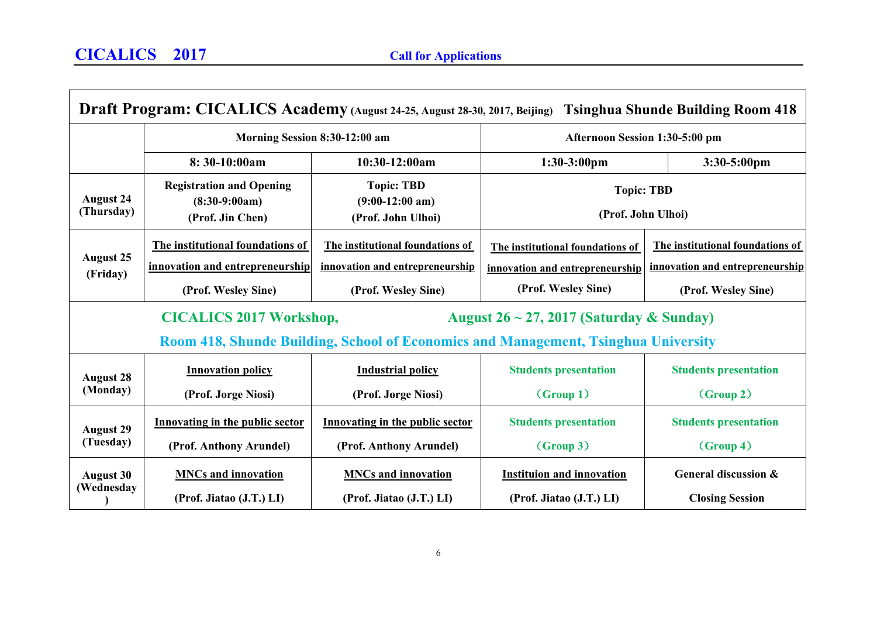## Draft Program: CICALICS Academy (August 24-25, August 28-30, 2017, Beijing) Tsinghua Shunde Building Room 418

| | Morning Session 8:30-12:00 am | | Afternoon Session 1:30-5:00 pm | |
|---|---|---|---|---|
| | 8: 30-10:00am | 10:30-12:00am | 1:30-3:00pm | 3:30-5:00pm |
| August 24 (Thursday) | Registration and Opening (8:30-9:00am) (Prof. Jin Chen) | Topic: TBD (9:00-12:00 am) (Prof. John Ulhoi) | Topic: TBD (Prof. John Ulhoi) | |
| August 25 (Friday) | The institutional foundations of innovation and entrepreneurship (Prof. Wesley Sine) | The institutional foundations of innovation and entrepreneurship (Prof. Wesley Sine) | The institutional foundations of innovation and entrepreneurship (Prof. Wesley Sine) | The institutional foundations of innovation and entrepreneurship (Prof. Wesley Sine) |
| CICALICS 2017 Workshop, August 26 ~ 27, 2017 (Saturday & Sunday) Room 418, Shunde Building, School of Economics and Management, Tsinghua University | | | | |
| August 28 (Monday) | Innovation policy (Prof. Jorge Niosi) | Industrial policy (Prof. Jorge Niosi) | Students presentation （Group 1） | Students presentation （Group 2） |
| August 29 (Tuesday) | Innovating in the public sector (Prof. Anthony Arundel) | Innovating in the public sector (Prof. Anthony Arundel) | Students presentation （Group 3） | Students presentation （Group 4） |
| August 30 (Wednesday) | MNCs and innovation (Prof. Jiatao (J.T.) LI) | MNCs and innovation (Prof. Jiatao (J.T.) LI) | Instituion and innovation (Prof. Jiatao (J.T.) LI) | General discussion & Closing Session |